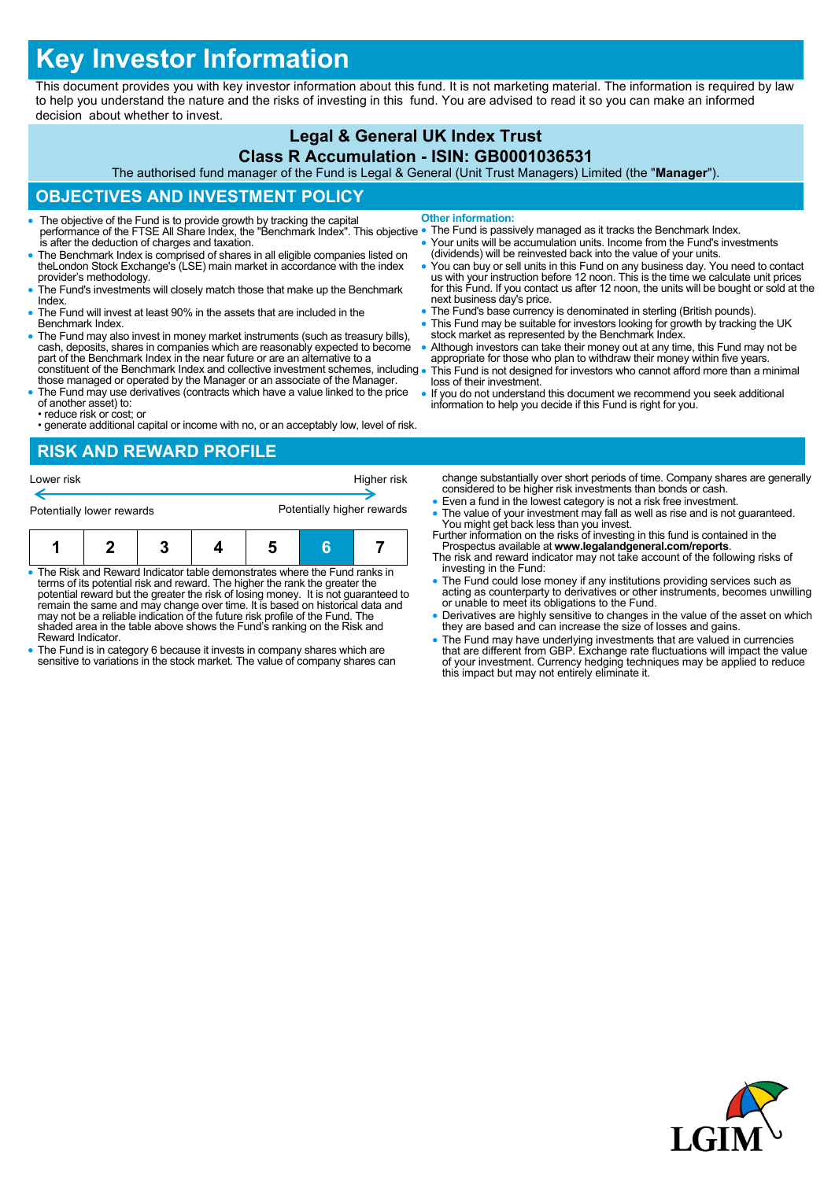# Key Investor Information

This document provides you with key investor information about this fund. It is not marketing material. The information is required by law to help you understand the nature and the risks of investing in this fund. You are advised to read it so you can make an informed decision about whether to invest.

**Legal & General UK Index Trust**

**Class R Accumulation - ISIN: GB0001036531**

The authorised fund manager of the Fund is Legal & General (Unit Trust Managers) Limited (the "**Manager**").

## OBJECTIVES AND INVESTMENT POLICY

- The objective of the Fund is to provide growth by tracking the capital performance of the FTSE All Share Index, the "Benchmark Index". This objective is after the deduction of charges and taxation.
- The Benchmark Index is comprised of shares in all eligible companies listed on theLondon Stock Exchange's (LSE) main market in accordance with the index provider's methodology.
- The Fund's investments will closely match those that make up the Benchmark Index.
- The Fund will invest at least 90% in the assets that are included in the Benchmark Index.
- The Fund may also invest in money market instruments (such as treasury bills), cash, deposits, shares in companies which are reasonably expected to become part of the Benchmark Index in the near future or are an alternative to a constituent of the Benchmark Index and collective investment schemes, including those managed or operated by the Manager or an associate of the Manager.
- The Fund may use derivatives (contracts which have a value linked to the price of another asset) to:
  - reduce risk or cost; or
  - generate additional capital or income with no, or an acceptably low, level of risk.

**Other information:**

- The Fund is passively managed as it tracks the Benchmark Index.
- Your units will be accumulation units. Income from the Fund's investments (dividends) will be reinvested back into the value of your units.
- You can buy or sell units in this Fund on any business day. You need to contact us with your instruction before 12 noon. This is the time we calculate unit prices for this Fund. If you contact us after 12 noon, the units will be bought or sold at the next business day's price.
- The Fund's base currency is denominated in sterling (British pounds).
- This Fund may be suitable for investors looking for growth by tracking the UK stock market as represented by the Benchmark Index.
- Although investors can take their money out at any time, this Fund may not be appropriate for those who plan to withdraw their money within five years.
- This Fund is not designed for investors who cannot afford more than a minimal loss of their investment.
- If you do not understand this document we recommend you seek additional information to help you decide if this Fund is right for you.

## RISK AND REWARD PROFILE

Lower risk ← → Higher risk

Potentially lower rewards — Potentially higher rewards

| 1 | 2 | 3 | 4 | 5 | **6** | 7 |
|---|---|---|---|---|---|---|

- The Risk and Reward Indicator table demonstrates where the Fund ranks in terms of its potential risk and reward. The higher the rank the greater the potential reward but the greater the risk of losing money. It is not guaranteed to remain the same and may change over time. It is based on historical data and may not be a reliable indication of the future risk profile of the Fund. The shaded area in the table above shows the Fund's ranking on the Risk and Reward Indicator.
- The Fund is in category 6 because it invests in company shares which are sensitive to variations in the stock market. The value of company shares can change substantially over short periods of time. Company shares are generally considered to be higher risk investments than bonds or cash.
- Even a fund in the lowest category is not a risk free investment.
- The value of your investment may fall as well as rise and is not guaranteed. You might get back less than you invest.

Further information on the risks of investing in this fund is contained in the Prospectus available at **www.legalandgeneral.com/reports**.

The risk and reward indicator may not take account of the following risks of investing in the Fund:

- The Fund could lose money if any institutions providing services such as acting as counterparty to derivatives or other instruments, becomes unwilling or unable to meet its obligations to the Fund.
- Derivatives are highly sensitive to changes in the value of the asset on which they are based and can increase the size of losses and gains.
- The Fund may have underlying investments that are valued in currencies that are different from GBP. Exchange rate fluctuations will impact the value of your investment. Currency hedging techniques may be applied to reduce this impact but may not entirely eliminate it.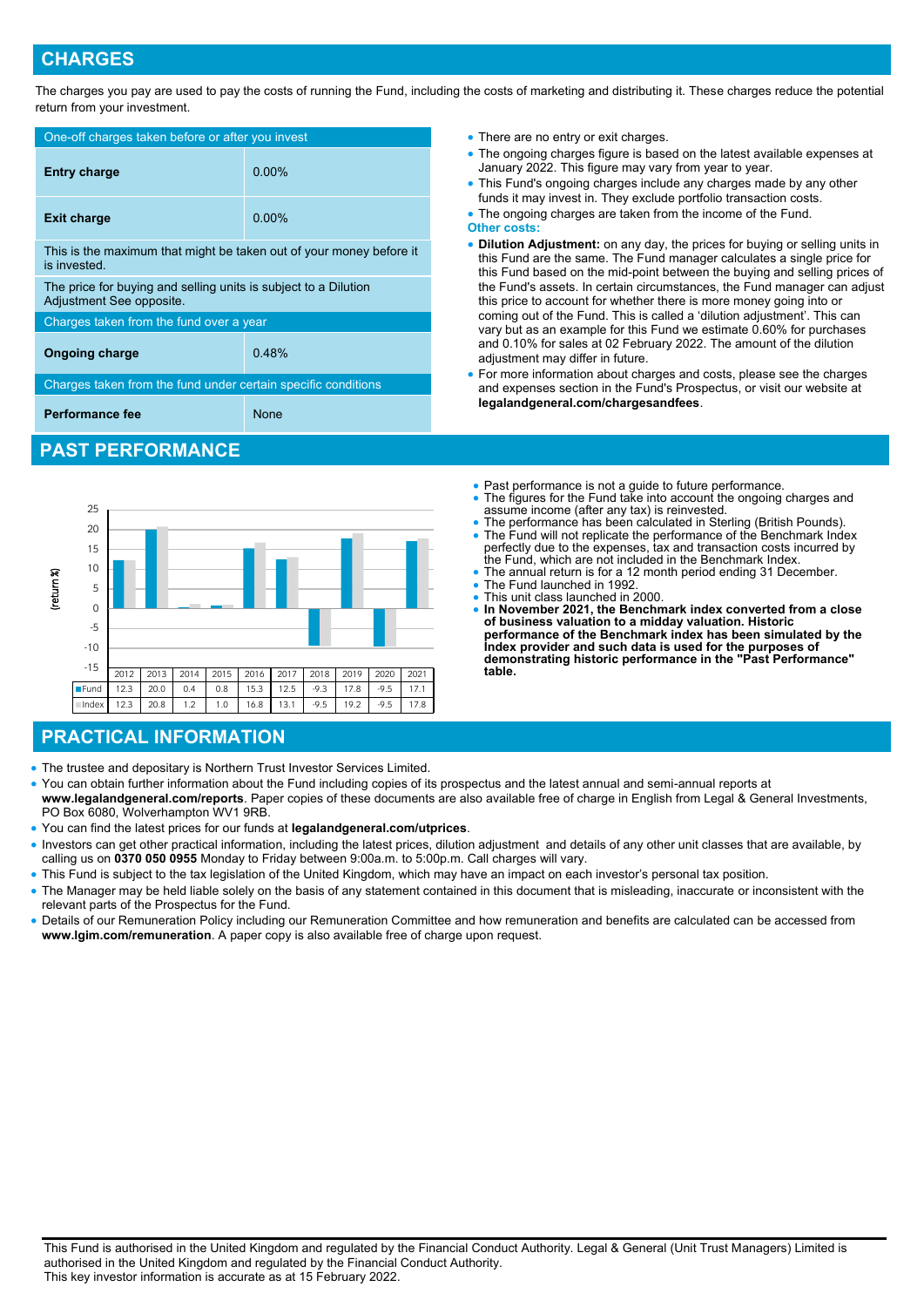## CHARGES

The charges you pay are used to pay the costs of running the Fund, including the costs of marketing and distributing it. These charges reduce the potential return from your investment.

| One-off charges taken before or after you invest | |
|---|---|
| **Entry charge** | 0.00% |
| **Exit charge** | 0.00% |
| This is the maximum that might be taken out of your money before it is invested. | |
| The price for buying and selling units is subject to a Dilution Adjustment See opposite. | |
| Charges taken from the fund over a year | |
| **Ongoing charge** | 0.48% |
| Charges taken from the fund under certain specific conditions | |
| **Performance fee** | None |

- There are no entry or exit charges.
- The ongoing charges figure is based on the latest available expenses at January 2022. This figure may vary from year to year.
- This Fund's ongoing charges include any charges made by any other funds it may invest in. They exclude portfolio transaction costs.
- The ongoing charges are taken from the income of the Fund.

**Other costs:**

- **Dilution Adjustment:** on any day, the prices for buying or selling units in this Fund are the same. The Fund manager calculates a single price for this Fund based on the mid-point between the buying and selling prices of the Fund's assets. In certain circumstances, the Fund manager can adjust this price to account for whether there is more money going into or coming out of the Fund. This is called a 'dilution adjustment'. This can vary but as an example for this Fund we estimate 0.60% for purchases and 0.10% for sales at 02 February 2022. The amount of the dilution adjustment may differ in future.
- For more information about charges and costs, please see the charges and expenses section in the Fund's Prospectus, or visit our website at **legalandgeneral.com/chargesandfees**.

## PAST PERFORMANCE

(return %)

25
20
15
10
5
0
-5
-10
-15

2012 2013 2014 2015 2016 2017 2018 2019 2020 2021
Fund 12.3 20.0 0.4 0.8 15.3 12.5 -9.3 17.8 -9.5 17.1
Index 12.3 20.8 1.2 1.0 16.8 13.1 -9.5 19.2 -9.5 17.8

- Past performance is not a guide to future performance.
- The figures for the Fund take into account the ongoing charges and assume income (after any tax) is reinvested.
- The performance has been calculated in Sterling (British Pounds).
- The Fund will not replicate the performance of the Benchmark Index perfectly due to the expenses, tax and transaction costs incurred by the Fund, which are not included in the Benchmark Index.
- The annual return is for a 12 month period ending 31 December.
- The Fund launched in 1992.
- This unit class launched in 2000.
- **In November 2021, the Benchmark index converted from a close of business valuation to a midday valuation. Historic performance of the Benchmark index has been simulated by the Index provider and such data is used for the purposes of demonstrating historic performance in the "Past Performance" table.**

## PRACTICAL INFORMATION

- The trustee and depositary is Northern Trust Investor Services Limited.
- You can obtain further information about the Fund including copies of its prospectus and the latest annual and semi-annual reports at **www.legalandgeneral.com/reports**. Paper copies of these documents are also available free of charge in English from Legal & General Investments, PO Box 6080, Wolverhampton WV1 9RB.
- You can find the latest prices for our funds at **legalandgeneral.com/utprices**.
- Investors can get other practical information, including the latest prices, dilution adjustment and details of any other unit classes that are available, by calling us on **0370 050 0955** Monday to Friday between 9:00a.m. to 5:00p.m. Call charges will vary.
- This Fund is subject to the tax legislation of the United Kingdom, which may have an impact on each investor's personal tax position.
- The Manager may be held liable solely on the basis of any statement contained in this document that is misleading, inaccurate or inconsistent with the relevant parts of the Prospectus for the Fund.
- Details of our Remuneration Policy including our Remuneration Committee and how remuneration and benefits are calculated can be accessed from **www.lgim.com/remuneration**. A paper copy is also available free of charge upon request.

This Fund is authorised in the United Kingdom and regulated by the Financial Conduct Authority. Legal & General (Unit Trust Managers) Limited is authorised in the United Kingdom and regulated by the Financial Conduct Authority.
This key investor information is accurate as at 15 February 2022.